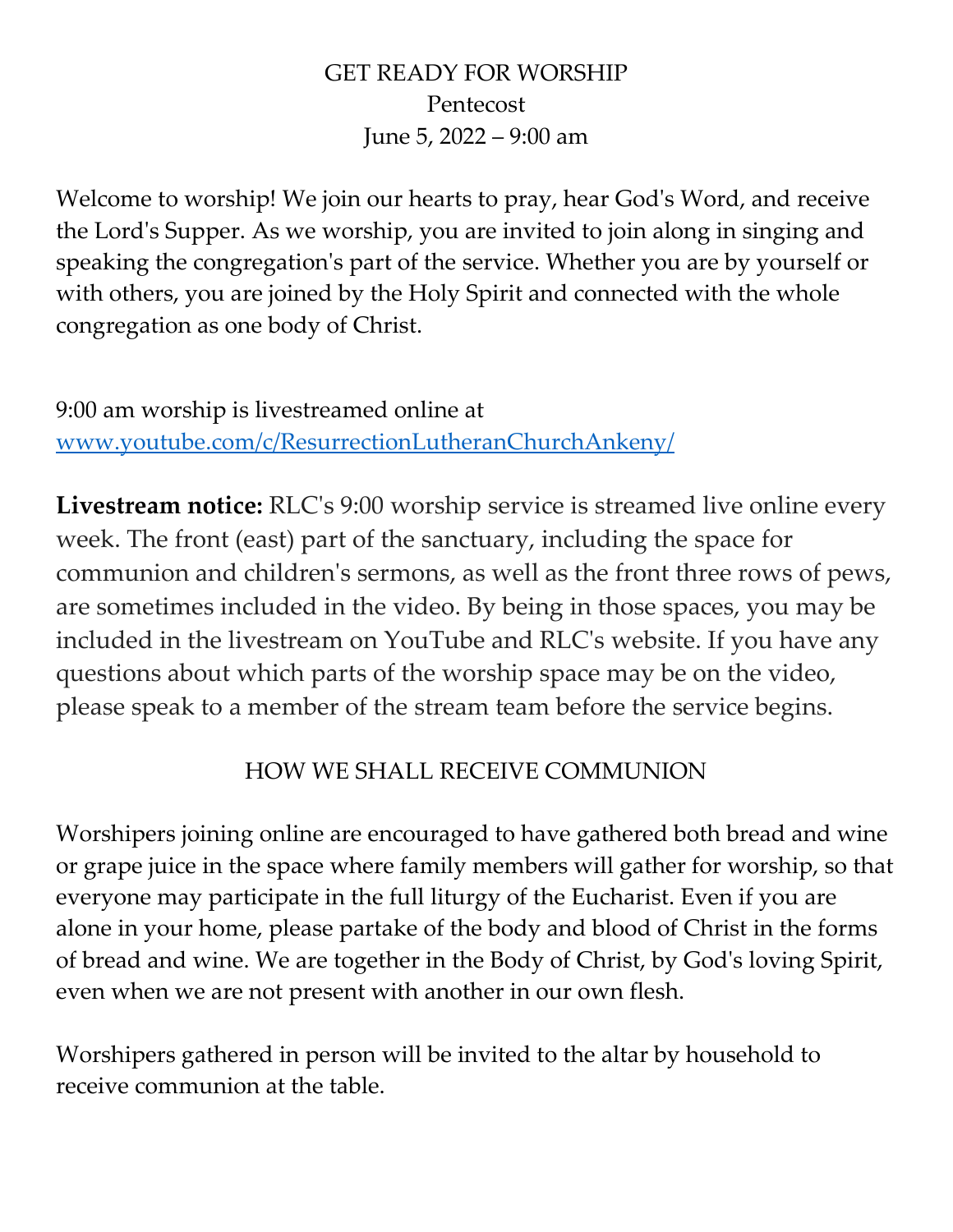# GET READY FOR WORSHIP

## Pentecost

## June 5, 2022 – 9:00 am

Welcome to worship! We join our hearts to pray, hear God's Word, and receive the Lord's Supper. As we worship, you are invited to join along in singing and speaking the congregation's part of the service. Whether you are by yourself or with others, you are joined by the Holy Spirit and connected with the whole congregation as one body of Christ.

9:00 am worship is livestreamed online at [www.youtube.com/c/ResurrectionLutheranChurchAnkeny/](www.youtube.com/c/ResurrectionLutheranChurchAnkeny/)

**Livestream notice:** RLC's 9:00 worship service is streamed live online every week. The front (east) part of the sanctuary, including the space for communion and children's sermons, as well as the front three rows of pews, are sometimes included in the video. By being in those spaces, you may be included in the livestream on YouTube and RLC's website. If you have any questions about which parts of the worship space may be on the video, please speak to a member of the stream team before the service begins.

## HOW WE SHALL RECEIVE COMMUNION

Worshipers joining online are encouraged to have gathered both bread and wine or grape juice in the space where family members will gather for worship, so that everyone may participate in the full liturgy of the Eucharist. Even if you are alone in your home, please partake of the body and blood of Christ in the forms of bread and wine. We are together in the Body of Christ, by God's loving Spirit, even when we are not present with another in our own flesh.

Worshipers gathered in person will be invited to the altar by household to receive communion at the table.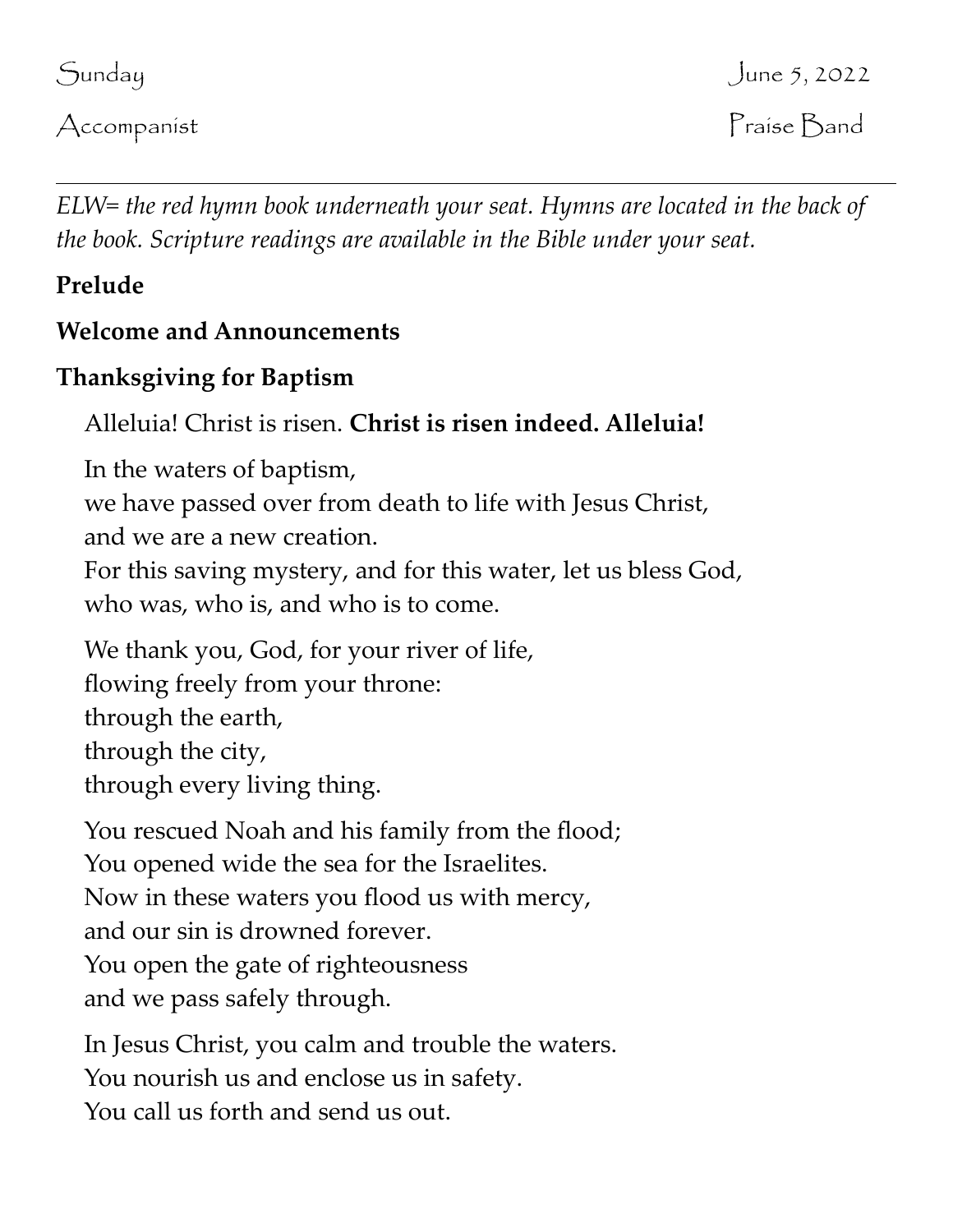Sunday June 5, 2022

Accompanist Praise Band

---

*ELW= the red hymn book underneath your seat. Hymns are located in the back of the book. Scripture readings are available in the Bible under your seat.*

**Prelude**

**Welcome and Announcements**

**Thanksgiving for Baptism**

Alleluia! Christ is risen. **Christ is risen indeed. Alleluia!**

In the waters of baptism,
we have passed over from death to life with Jesus Christ,
and we are a new creation.
For this saving mystery, and for this water, let us bless God,
who was, who is, and who is to come.

We thank you, God, for your river of life,
flowing freely from your throne:
through the earth,
through the city,
through every living thing.

You rescued Noah and his family from the flood;
You opened wide the sea for the Israelites.
Now in these waters you flood us with mercy,
and our sin is drowned forever.
You open the gate of righteousness
and we pass safely through.

In Jesus Christ, you calm and trouble the waters.
You nourish us and enclose us in safety.
You call us forth and send us out.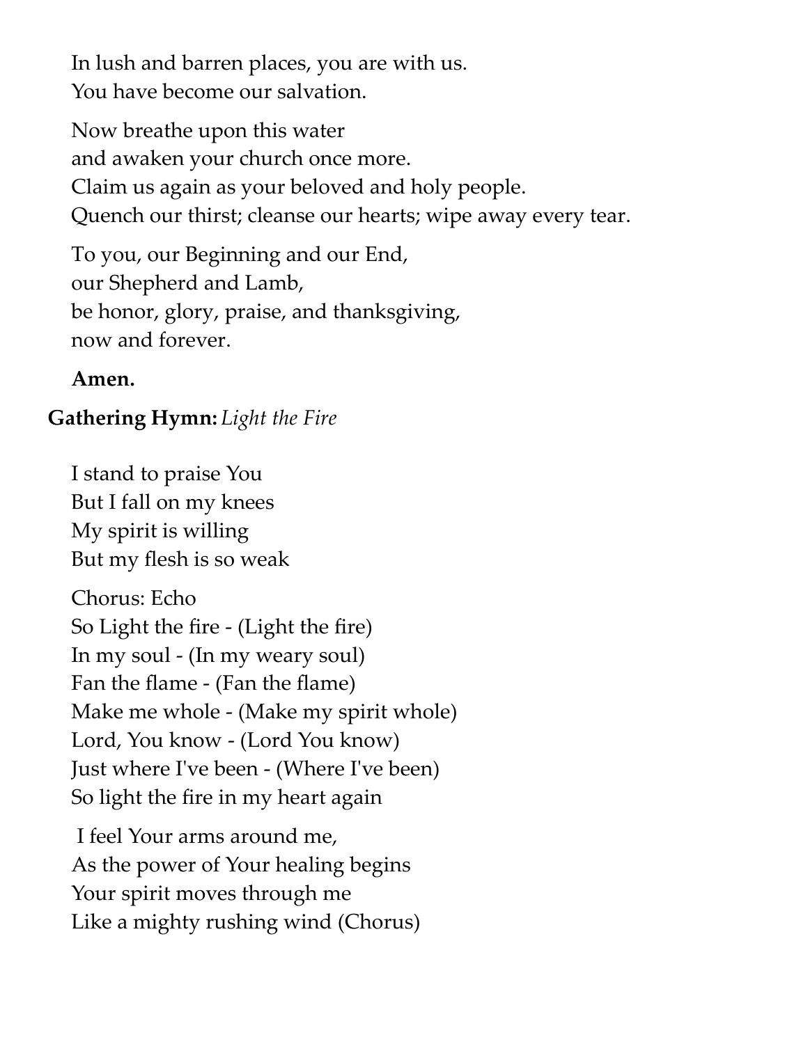In lush and barren places, you are with us.
You have become our salvation.

Now breathe upon this water
and awaken your church once more.
Claim us again as your beloved and holy people.
Quench our thirst; cleanse our hearts; wipe away every tear.

To you, our Beginning and our End,
our Shepherd and Lamb,
be honor, glory, praise, and thanksgiving,
now and forever.

**Amen.**

**Gathering Hymn:** *Light the Fire*

I stand to praise You
But I fall on my knees
My spirit is willing
But my flesh is so weak

Chorus: Echo
So Light the fire - (Light the fire)
In my soul - (In my weary soul)
Fan the flame - (Fan the flame)
Make me whole - (Make my spirit whole)
Lord, You know - (Lord You know)
Just where I've been - (Where I've been)
So light the fire in my heart again

I feel Your arms around me,
As the power of Your healing begins
Your spirit moves through me
Like a mighty rushing wind (Chorus)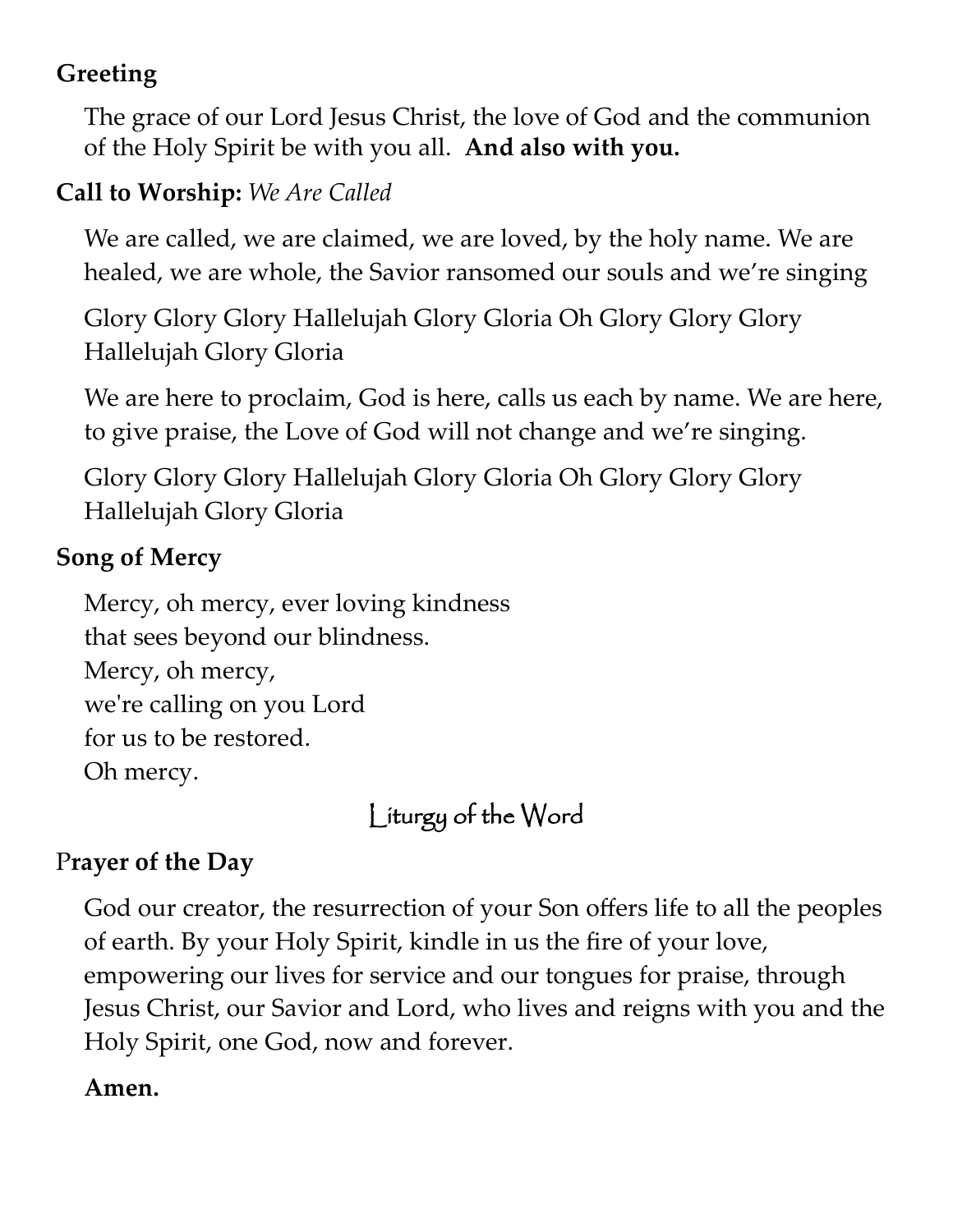**Greeting**

The grace of our Lord Jesus Christ, the love of God and the communion of the Holy Spirit be with you all. **And also with you.**

**Call to Worship:** *We Are Called*

We are called, we are claimed, we are loved, by the holy name. We are healed, we are whole, the Savior ransomed our souls and we're singing

Glory Glory Glory Hallelujah Glory Gloria Oh Glory Glory Glory Hallelujah Glory Gloria

We are here to proclaim, God is here, calls us each by name. We are here, to give praise, the Love of God will not change and we're singing.

Glory Glory Glory Hallelujah Glory Gloria Oh Glory Glory Glory Hallelujah Glory Gloria

**Song of Mercy**

Mercy, oh mercy, ever loving kindness
that sees beyond our blindness.
Mercy, oh mercy,
we're calling on you Lord
for us to be restored.
Oh mercy.

## Liturgy of the Word

**Prayer of the Day**

God our creator, the resurrection of your Son offers life to all the peoples of earth. By your Holy Spirit, kindle in us the fire of your love, empowering our lives for service and our tongues for praise, through Jesus Christ, our Savior and Lord, who lives and reigns with you and the Holy Spirit, one God, now and forever.

**Amen.**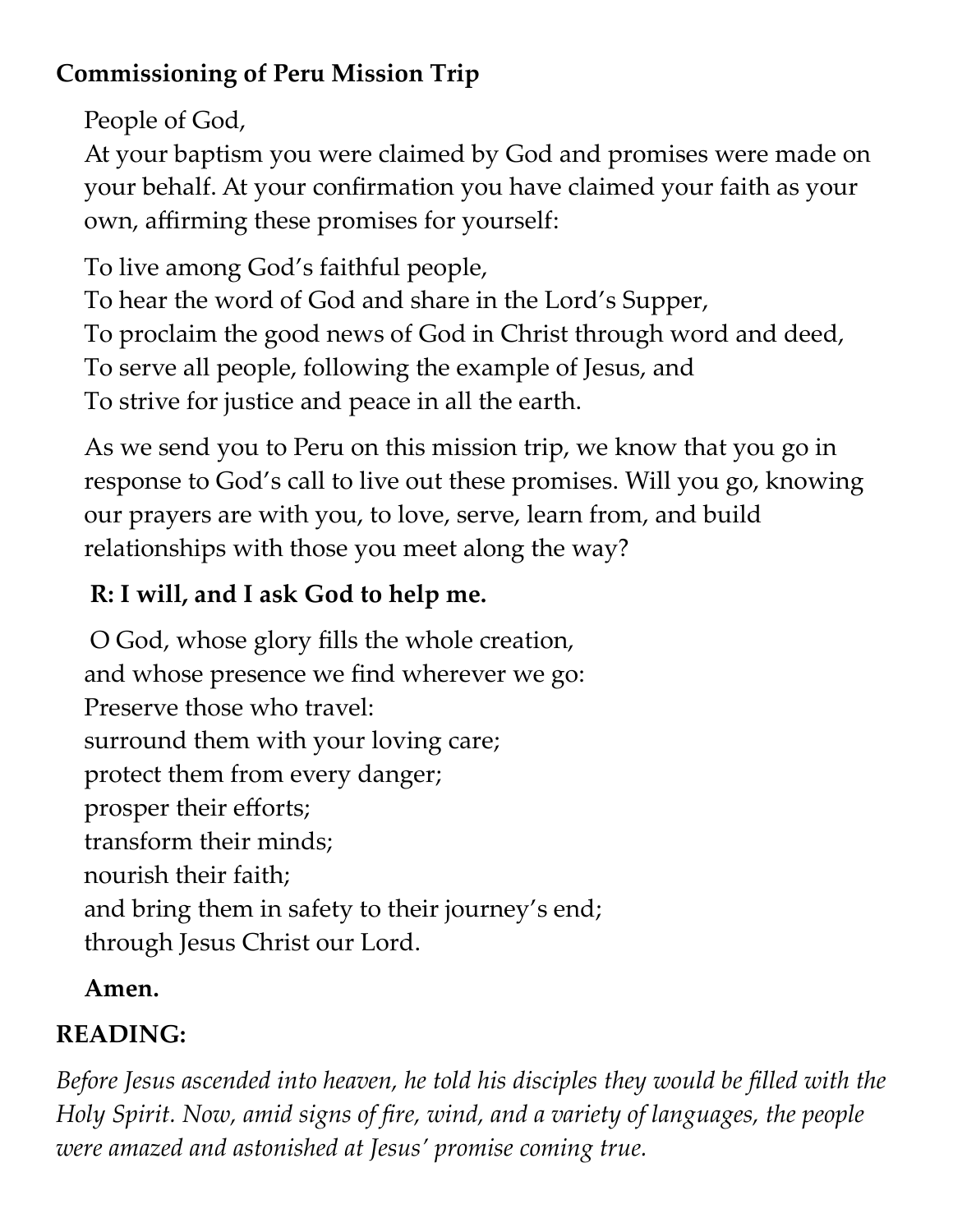**Commissioning of Peru Mission Trip**

People of God,
At your baptism you were claimed by God and promises were made on your behalf. At your confirmation you have claimed your faith as your own, affirming these promises for yourself:

To live among God's faithful people,
To hear the word of God and share in the Lord's Supper,
To proclaim the good news of God in Christ through word and deed,
To serve all people, following the example of Jesus, and
To strive for justice and peace in all the earth.

As we send you to Peru on this mission trip, we know that you go in response to God's call to live out these promises. Will you go, knowing our prayers are with you, to love, serve, learn from, and build relationships with those you meet along the way?

**R: I will, and I ask God to help me.**

O God, whose glory fills the whole creation,
and whose presence we find wherever we go:
Preserve those who travel:
surround them with your loving care;
protect them from every danger;
prosper their efforts;
transform their minds;
nourish their faith;
and bring them in safety to their journey's end;
through Jesus Christ our Lord.

**Amen.**

**READING:**

*Before Jesus ascended into heaven, he told his disciples they would be filled with the Holy Spirit. Now, amid signs of fire, wind, and a variety of languages, the people were amazed and astonished at Jesus' promise coming true.*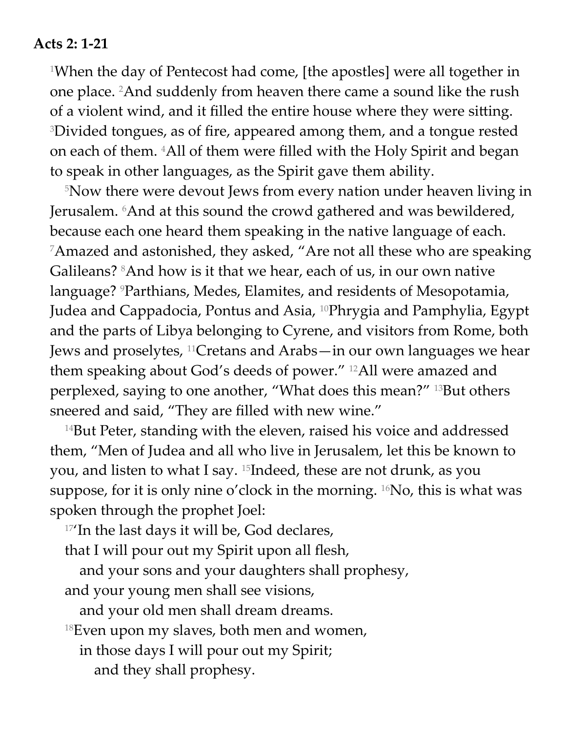**Acts 2: 1-21**

[1]When the day of Pentecost had come, [the apostles] were all together in one place. [2]And suddenly from heaven there came a sound like the rush of a violent wind, and it filled the entire house where they were sitting. [3]Divided tongues, as of fire, appeared among them, and a tongue rested on each of them. [4]All of them were filled with the Holy Spirit and began to speak in other languages, as the Spirit gave them ability.

[5]Now there were devout Jews from every nation under heaven living in Jerusalem. [6]And at this sound the crowd gathered and was bewildered, because each one heard them speaking in the native language of each. [7]Amazed and astonished, they asked, "Are not all these who are speaking Galileans? [8]And how is it that we hear, each of us, in our own native language? [9]Parthians, Medes, Elamites, and residents of Mesopotamia, Judea and Cappadocia, Pontus and Asia, [10]Phrygia and Pamphylia, Egypt and the parts of Libya belonging to Cyrene, and visitors from Rome, both Jews and proselytes, [11]Cretans and Arabs—in our own languages we hear them speaking about God's deeds of power." [12]All were amazed and perplexed, saying to one another, "What does this mean?" [13]But others sneered and said, "They are filled with new wine."

[14]But Peter, standing with the eleven, raised his voice and addressed them, "Men of Judea and all who live in Jerusalem, let this be known to you, and listen to what I say. [15]Indeed, these are not drunk, as you suppose, for it is only nine o'clock in the morning. [16]No, this is what was spoken through the prophet Joel:

[17]'In the last days it will be, God declares,
that I will pour out my Spirit upon all flesh,
and your sons and your daughters shall prophesy,
and your young men shall see visions,
and your old men shall dream dreams.
[18]Even upon my slaves, both men and women,
in those days I will pour out my Spirit;
and they shall prophesy.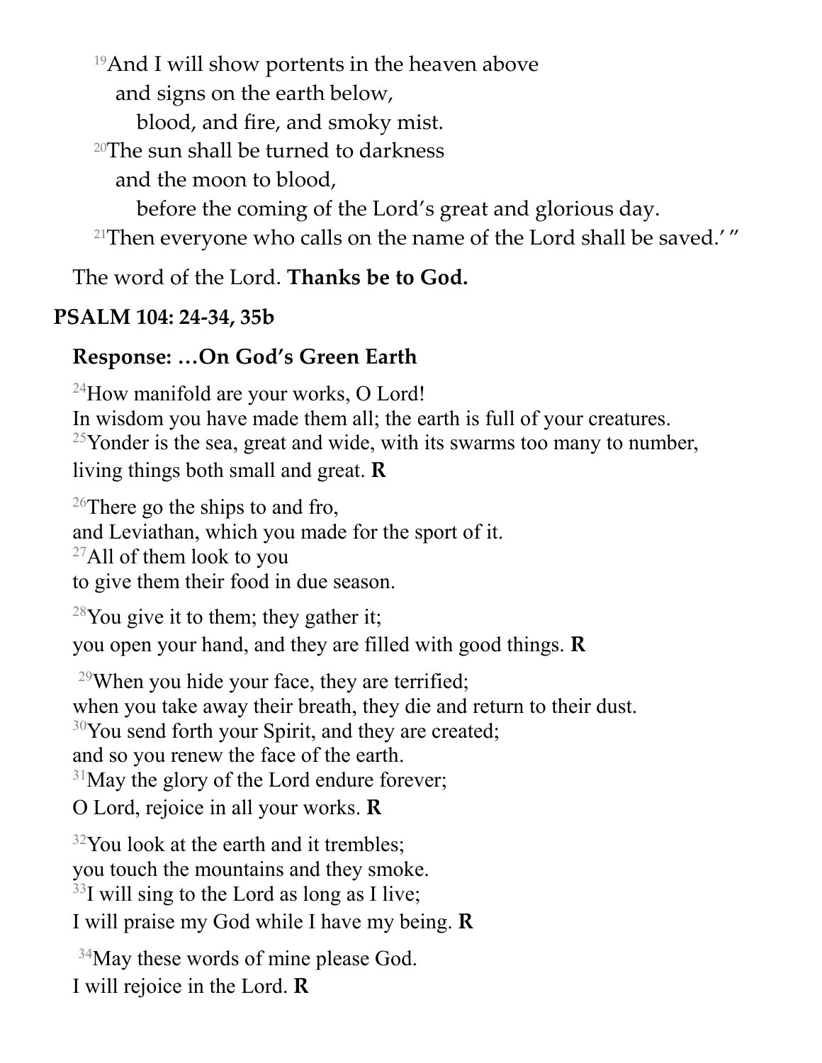[19]And I will show portents in the heaven above
  and signs on the earth below,
    blood, and fire, and smoky mist.
[20]The sun shall be turned to darkness
  and the moon to blood,
    before the coming of the Lord's great and glorious day.
[21]Then everyone who calls on the name of the Lord shall be saved.' "

The word of the Lord. **Thanks be to God.**

## PSALM 104: 24-34, 35b

### Response: …On God's Green Earth

[24]How manifold are your works, O Lord!
In wisdom you have made them all; the earth is full of your creatures.
[25]Yonder is the sea, great and wide, with its swarms too many to number,
living things both small and great. **R**

[26]There go the ships to and fro,
and Leviathan, which you made for the sport of it.
[27]All of them look to you
to give them their food in due season.

[28]You give it to them; they gather it;
you open your hand, and they are filled with good things. **R**

[29]When you hide your face, they are terrified;
when you take away their breath, they die and return to their dust.
[30]You send forth your Spirit, and they are created;
and so you renew the face of the earth.
[31]May the glory of the Lord endure forever;
O Lord, rejoice in all your works. **R**

[32]You look at the earth and it trembles;
you touch the mountains and they smoke.
[33]I will sing to the Lord as long as I live;
I will praise my God while I have my being. **R**

[34]May these words of mine please God.
I will rejoice in the Lord. **R**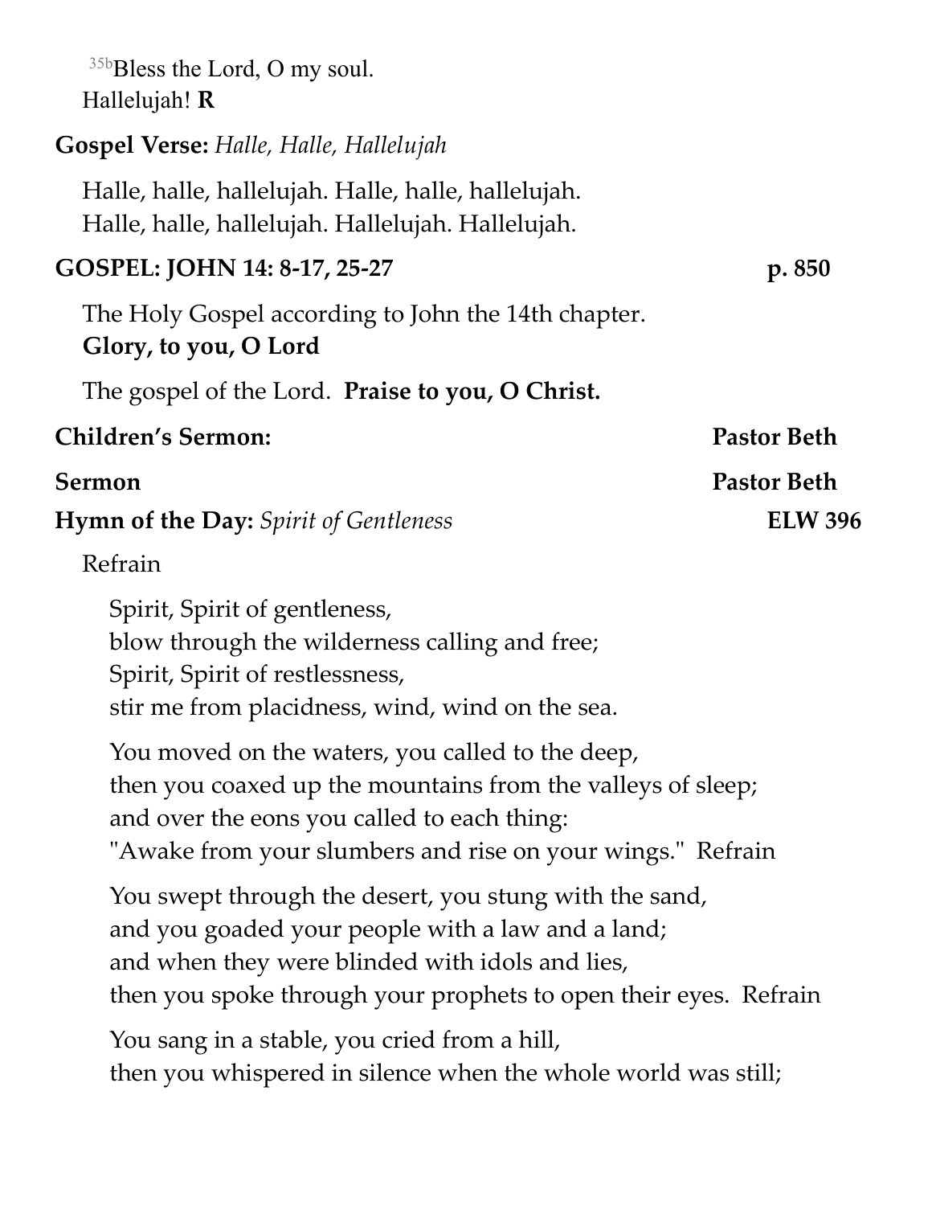35b Bless the Lord, O my soul.
Hallelujah! **R**

**Gospel Verse:** *Halle, Halle, Hallelujah*

Halle, halle, hallelujah. Halle, halle, hallelujah.
Halle, halle, hallelujah. Hallelujah. Hallelujah.

**GOSPEL: JOHN 14: 8-17, 25-27** **p. 850**

The Holy Gospel according to John the 14th chapter.
**Glory, to you, O Lord**

The gospel of the Lord. **Praise to you, O Christ.**

**Children's Sermon:** **Pastor Beth**

**Sermon** **Pastor Beth**

**Hymn of the Day:** *Spirit of Gentleness* **ELW 396**

Refrain

Spirit, Spirit of gentleness,
blow through the wilderness calling and free;
Spirit, Spirit of restlessness,
stir me from placidness, wind, wind on the sea.

You moved on the waters, you called to the deep,
then you coaxed up the mountains from the valleys of sleep;
and over the eons you called to each thing:
"Awake from your slumbers and rise on your wings." Refrain

You swept through the desert, you stung with the sand,
and you goaded your people with a law and a land;
and when they were blinded with idols and lies,
then you spoke through your prophets to open their eyes. Refrain

You sang in a stable, you cried from a hill,
then you whispered in silence when the whole world was still;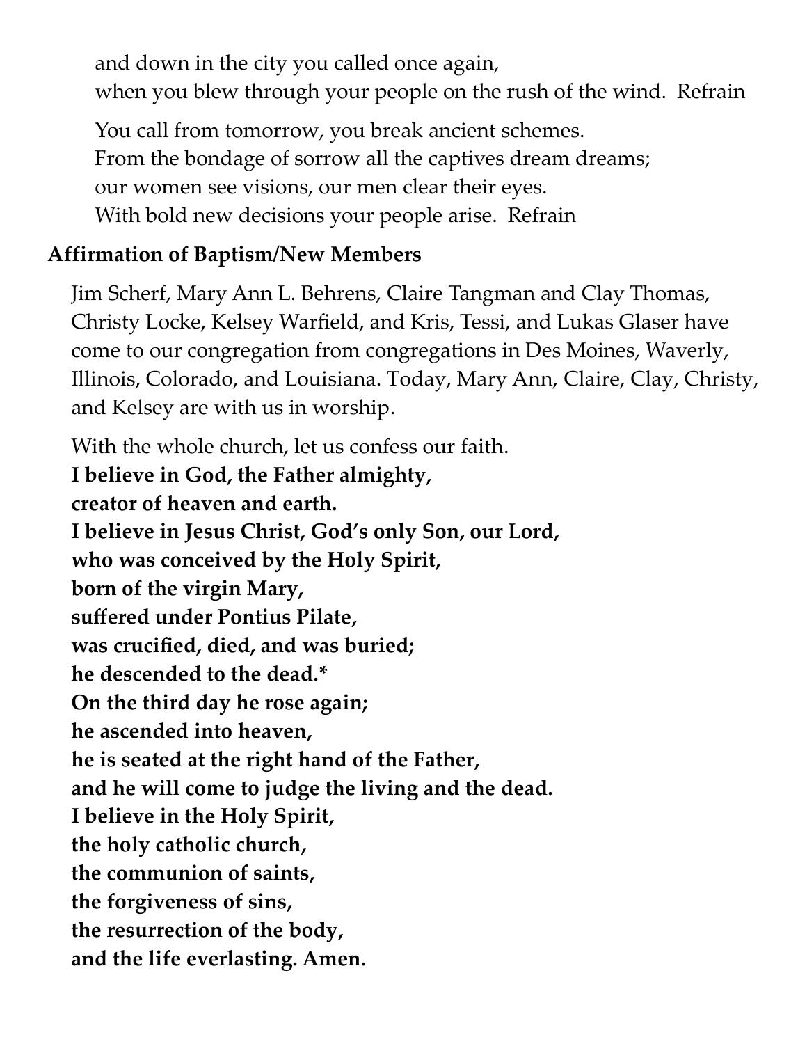and down in the city you called once again,
when you blew through your people on the rush of the wind. Refrain

You call from tomorrow, you break ancient schemes.
From the bondage of sorrow all the captives dream dreams;
our women see visions, our men clear their eyes.
With bold new decisions your people arise. Refrain

**Affirmation of Baptism/New Members**

Jim Scherf, Mary Ann L. Behrens, Claire Tangman and Clay Thomas, Christy Locke, Kelsey Warfield, and Kris, Tessi, and Lukas Glaser have come to our congregation from congregations in Des Moines, Waverly, Illinois, Colorado, and Louisiana. Today, Mary Ann, Claire, Clay, Christy, and Kelsey are with us in worship.

With the whole church, let us confess our faith.
**I believe in God, the Father almighty,**
**creator of heaven and earth.**
**I believe in Jesus Christ, God's only Son, our Lord,**
**who was conceived by the Holy Spirit,**
**born of the virgin Mary,**
**suffered under Pontius Pilate,**
**was crucified, died, and was buried;**
**he descended to the dead.***
**On the third day he rose again;**
**he ascended into heaven,**
**he is seated at the right hand of the Father,**
**and he will come to judge the living and the dead.**
**I believe in the Holy Spirit,**
**the holy catholic church,**
**the communion of saints,**
**the forgiveness of sins,**
**the resurrection of the body,**
**and the life everlasting. Amen.**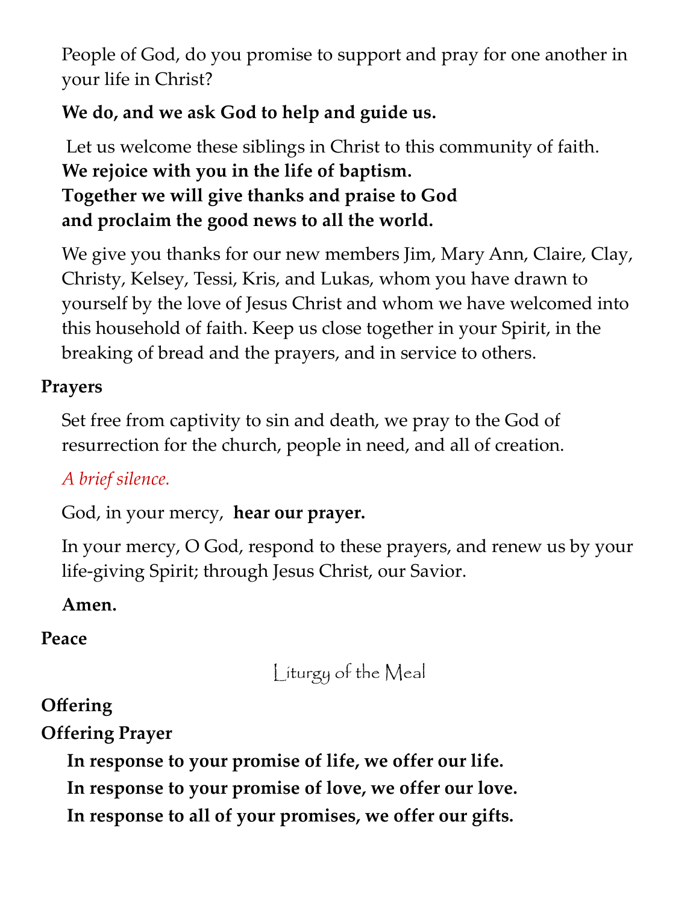People of God, do you promise to support and pray for one another in your life in Christ?

**We do, and we ask God to help and guide us.**

Let us welcome these siblings in Christ to this community of faith.
**We rejoice with you in the life of baptism.**
**Together we will give thanks and praise to God**
**and proclaim the good news to all the world.**

We give you thanks for our new members Jim, Mary Ann, Claire, Clay, Christy, Kelsey, Tessi, Kris, and Lukas, whom you have drawn to yourself by the love of Jesus Christ and whom we have welcomed into this household of faith. Keep us close together in your Spirit, in the breaking of bread and the prayers, and in service to others.

**Prayers**

Set free from captivity to sin and death, we pray to the God of resurrection for the church, people in need, and all of creation.

*A brief silence.*

God, in your mercy, **hear our prayer.**

In your mercy, O God, respond to these prayers, and renew us by your life-giving Spirit; through Jesus Christ, our Savior.

**Amen.**

**Peace**

## Liturgy of the Meal

**Offering**

**Offering Prayer**

**In response to your promise of life, we offer our life.**
**In response to your promise of love, we offer our love.**
**In response to all of your promises, we offer our gifts.**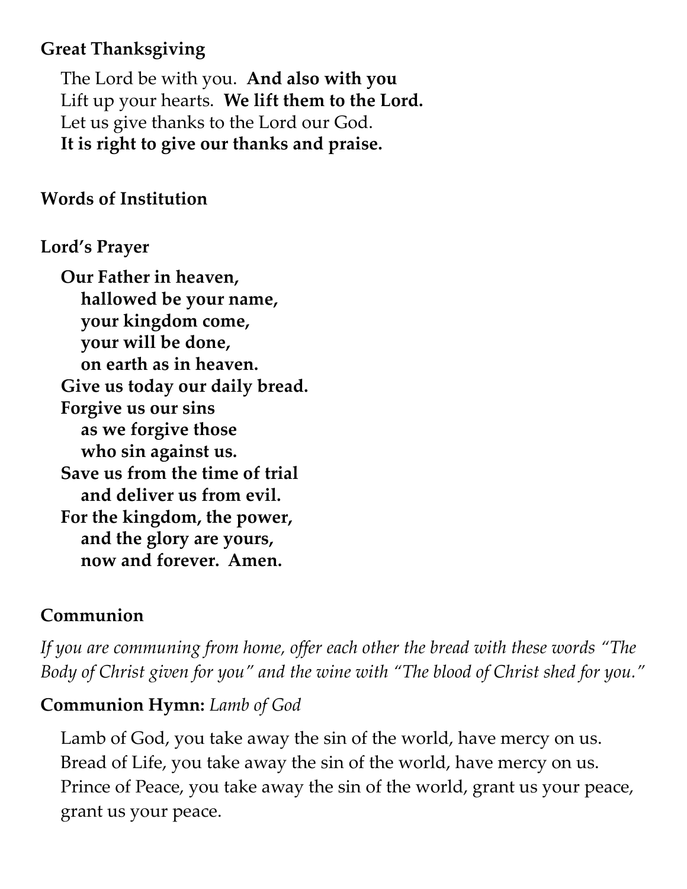**Great Thanksgiving**

The Lord be with you. **And also with you**
Lift up your hearts. **We lift them to the Lord.**
Let us give thanks to the Lord our God.
**It is right to give our thanks and praise.**

**Words of Institution**

**Lord's Prayer**

**Our Father in heaven,**
**hallowed be your name,**
**your kingdom come,**
**your will be done,**
**on earth as in heaven.**
**Give us today our daily bread.**
**Forgive us our sins**
**as we forgive those**
**who sin against us.**
**Save us from the time of trial**
**and deliver us from evil.**
**For the kingdom, the power,**
**and the glory are yours,**
**now and forever. Amen.**

**Communion**

*If you are communing from home, offer each other the bread with these words "The Body of Christ given for you" and the wine with "The blood of Christ shed for you."*

**Communion Hymn:** *Lamb of God*

Lamb of God, you take away the sin of the world, have mercy on us.
Bread of Life, you take away the sin of the world, have mercy on us.
Prince of Peace, you take away the sin of the world, grant us your peace, grant us your peace.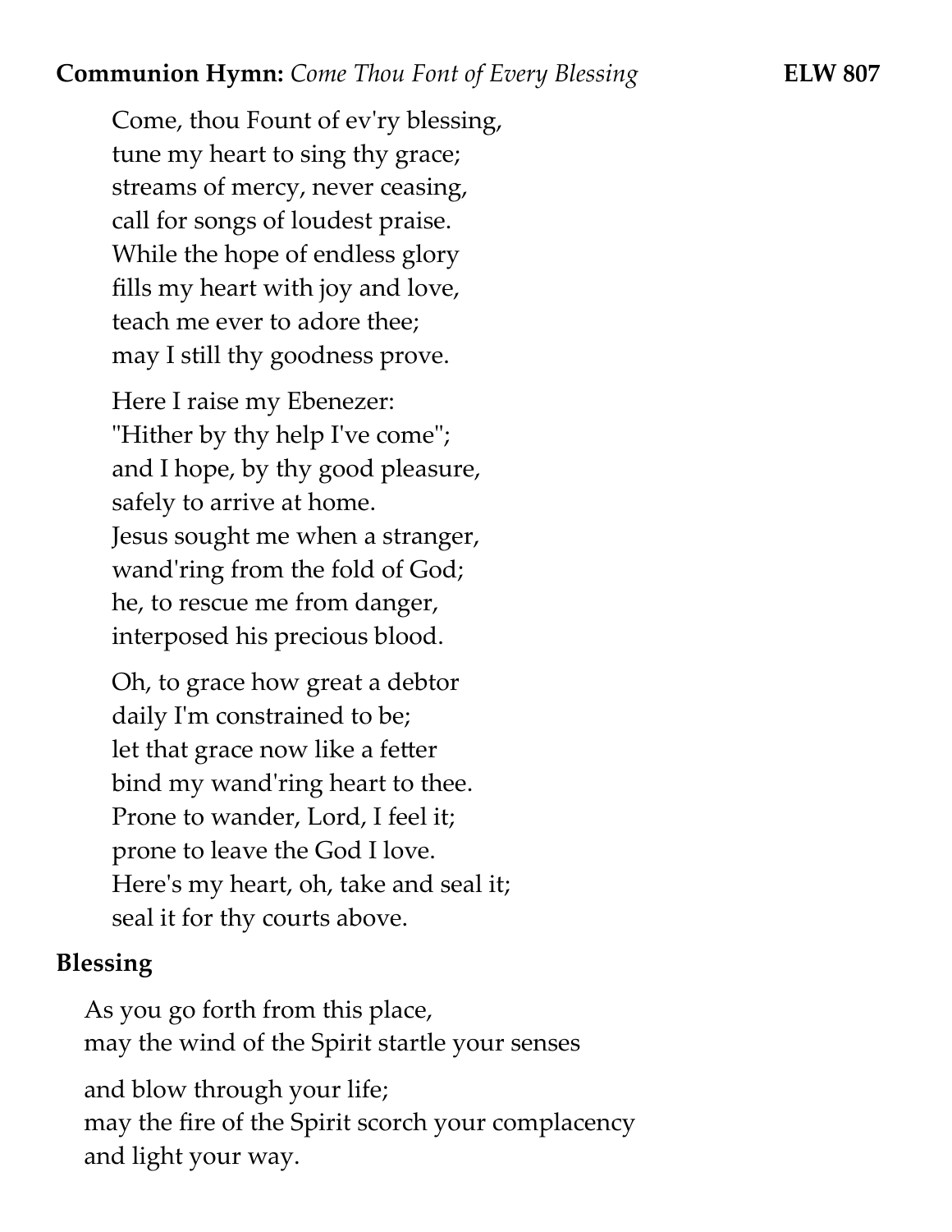**Communion Hymn:** *Come Thou Font of Every Blessing* **ELW 807**

Come, thou Fount of ev'ry blessing,
tune my heart to sing thy grace;
streams of mercy, never ceasing,
call for songs of loudest praise.
While the hope of endless glory
fills my heart with joy and love,
teach me ever to adore thee;
may I still thy goodness prove.

Here I raise my Ebenezer:
"Hither by thy help I've come";
and I hope, by thy good pleasure,
safely to arrive at home.
Jesus sought me when a stranger,
wand'ring from the fold of God;
he, to rescue me from danger,
interposed his precious blood.

Oh, to grace how great a debtor
daily I'm constrained to be;
let that grace now like a fetter
bind my wand'ring heart to thee.
Prone to wander, Lord, I feel it;
prone to leave the God I love.
Here's my heart, oh, take and seal it;
seal it for thy courts above.

**Blessing**

As you go forth from this place,
may the wind of the Spirit startle your senses

and blow through your life;
may the fire of the Spirit scorch your complacency
and light your way.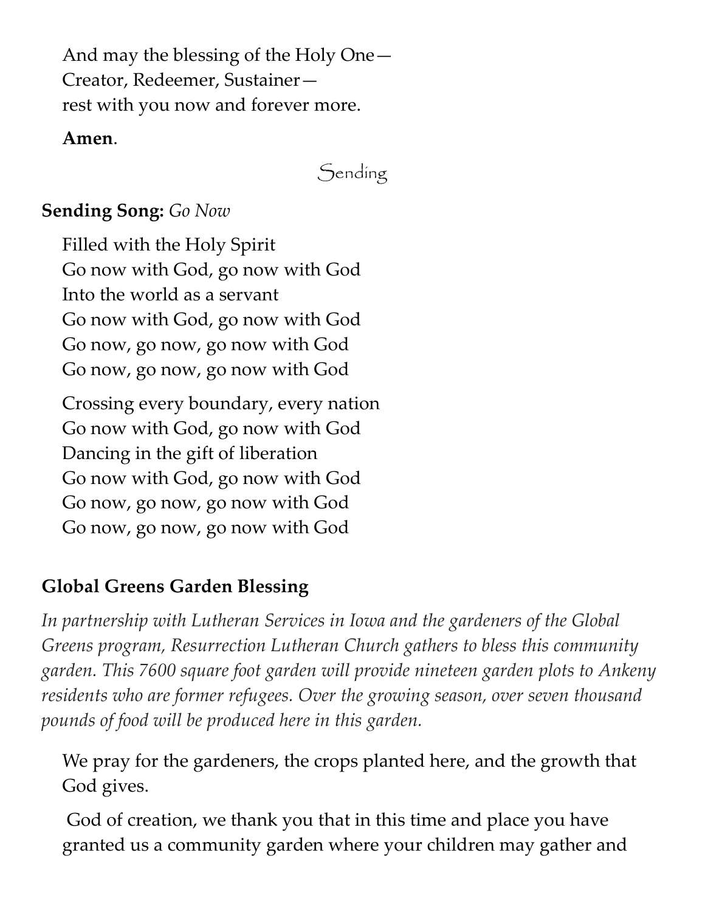And may the blessing of the Holy One—  
Creator, Redeemer, Sustainer—  
rest with you now and forever more.

**Amen**.

## Sending

**Sending Song:** *Go Now*

Filled with the Holy Spirit  
Go now with God, go now with God  
Into the world as a servant  
Go now with God, go now with God  
Go now, go now, go now with God  
Go now, go now, go now with God

Crossing every boundary, every nation  
Go now with God, go now with God  
Dancing in the gift of liberation  
Go now with God, go now with God  
Go now, go now, go now with God  
Go now, go now, go now with God

**Global Greens Garden Blessing**

*In partnership with Lutheran Services in Iowa and the gardeners of the Global Greens program, Resurrection Lutheran Church gathers to bless this community garden. This 7600 square foot garden will provide nineteen garden plots to Ankeny residents who are former refugees. Over the growing season, over seven thousand pounds of food will be produced here in this garden.*

We pray for the gardeners, the crops planted here, and the growth that God gives.

God of creation, we thank you that in this time and place you have granted us a community garden where your children may gather and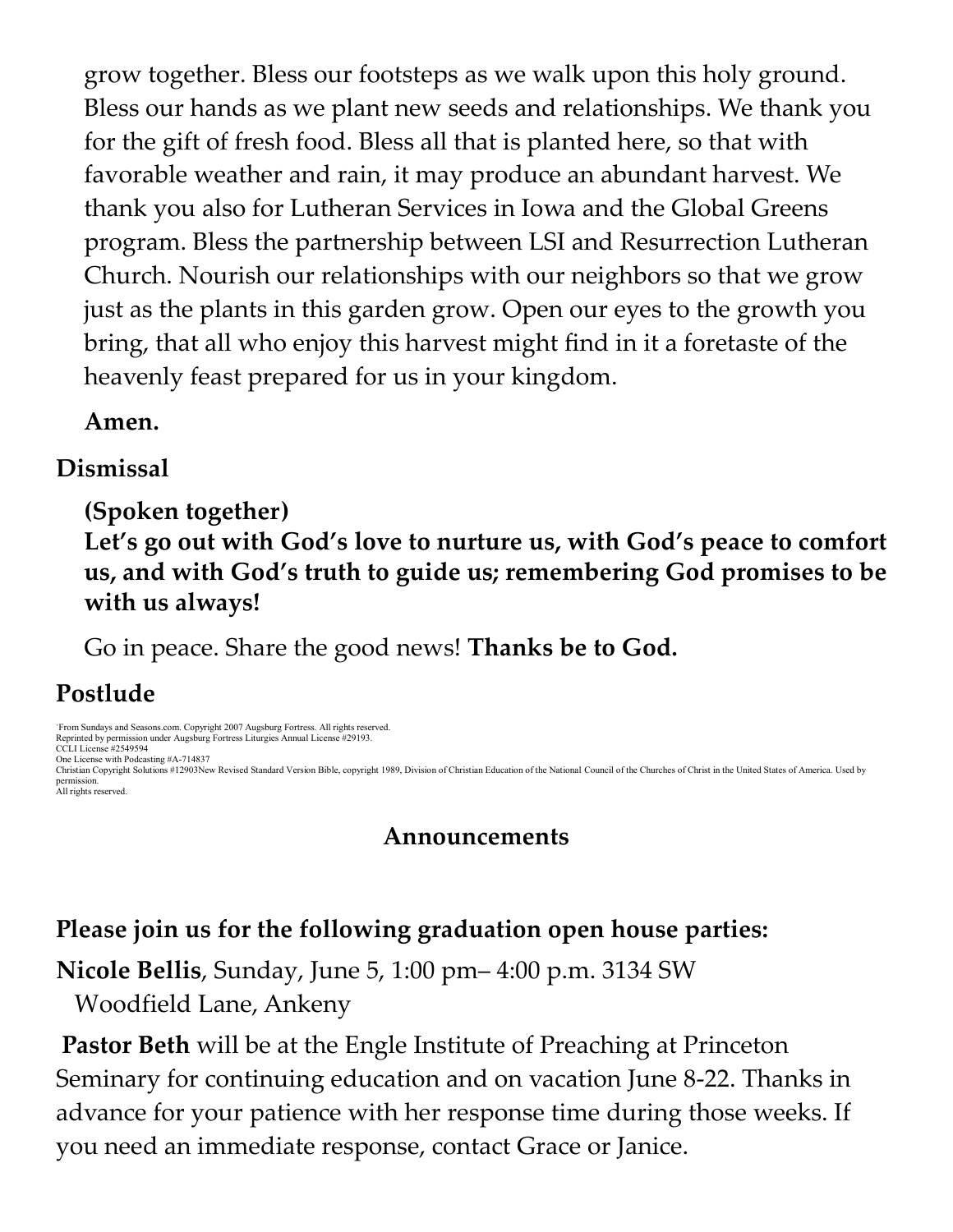grow together. Bless our footsteps as we walk upon this holy ground. Bless our hands as we plant new seeds and relationships. We thank you for the gift of fresh food. Bless all that is planted here, so that with favorable weather and rain, it may produce an abundant harvest. We thank you also for Lutheran Services in Iowa and the Global Greens program. Bless the partnership between LSI and Resurrection Lutheran Church. Nourish our relationships with our neighbors so that we grow just as the plants in this garden grow. Open our eyes to the growth you bring, that all who enjoy this harvest might find in it a foretaste of the heavenly feast prepared for us in your kingdom.

**Amen.**

## Dismissal

**(Spoken together)**
**Let's go out with God's love to nurture us, with God's peace to comfort us, and with God's truth to guide us; remembering God promises to be with us always!**

Go in peace. Share the good news! **Thanks be to God.**

## Postlude

From Sundays and Seasons.com. Copyright 2007 Augsburg Fortress. All rights reserved.
Reprinted by permission under Augsburg Fortress Liturgies Annual License #29193.
CCLI License #2549594
One License with Podcasting #A-714837
Christian Copyright Solutions #12903New Revised Standard Version Bible, copyright 1989, Division of Christian Education of the National Council of the Churches of Christ in the United States of America. Used by permission.
All rights reserved.

## Announcements

**Please join us for the following graduation open house parties:**

**Nicole Bellis**, Sunday, June 5, 1:00 pm– 4:00 p.m. 3134 SW Woodfield Lane, Ankeny

**Pastor Beth** will be at the Engle Institute of Preaching at Princeton Seminary for continuing education and on vacation June 8-22. Thanks in advance for your patience with her response time during those weeks. If you need an immediate response, contact Grace or Janice.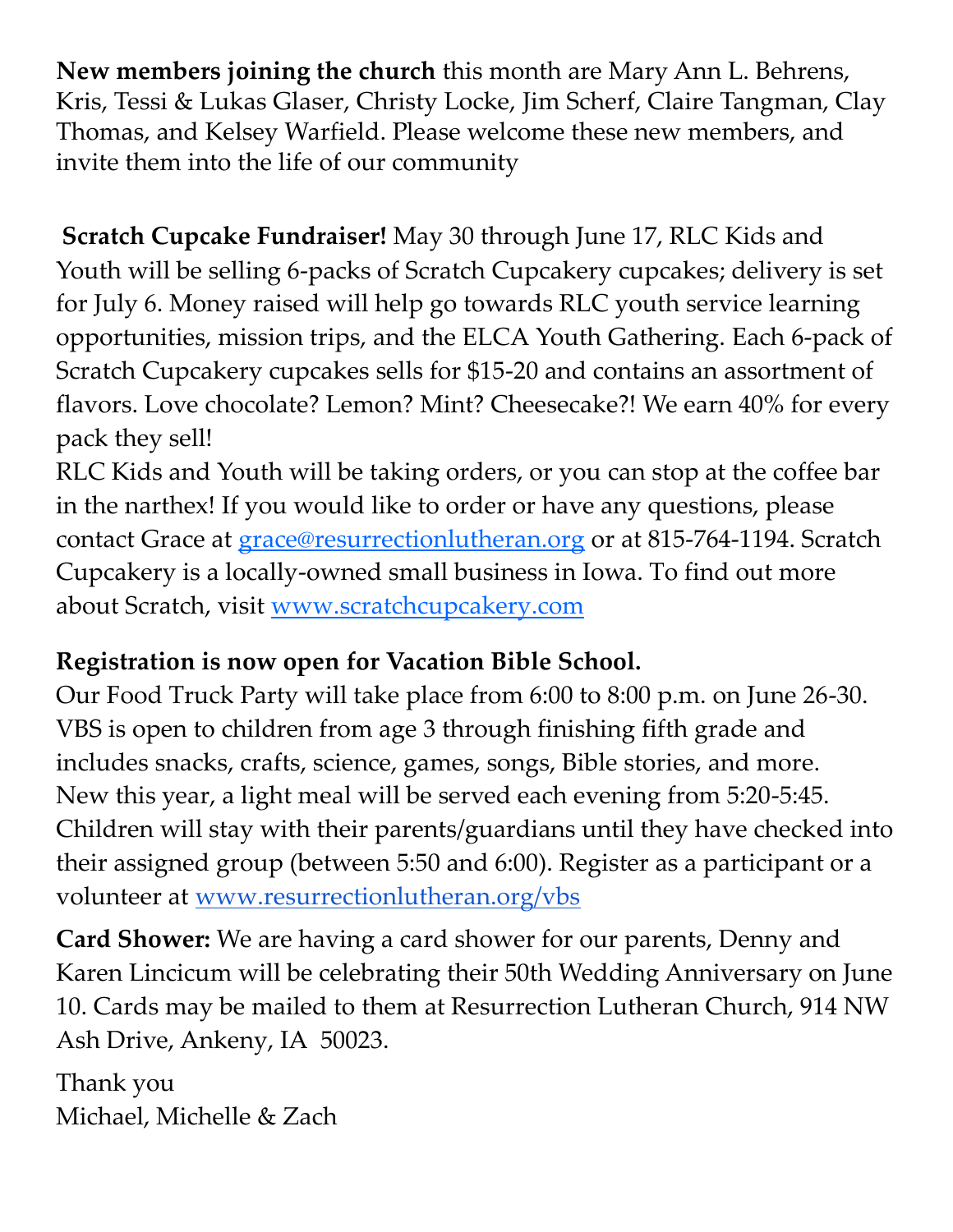**New members joining the church** this month are Mary Ann L. Behrens, Kris, Tessi & Lukas Glaser, Christy Locke, Jim Scherf, Claire Tangman, Clay Thomas, and Kelsey Warfield. Please welcome these new members, and invite them into the life of our community

**Scratch Cupcake Fundraiser!** May 30 through June 17, RLC Kids and Youth will be selling 6-packs of Scratch Cupcakery cupcakes; delivery is set for July 6. Money raised will help go towards RLC youth service learning opportunities, mission trips, and the ELCA Youth Gathering. Each 6-pack of Scratch Cupcakery cupcakes sells for $15-20 and contains an assortment of flavors. Love chocolate? Lemon? Mint? Cheesecake?! We earn 40% for every pack they sell!

RLC Kids and Youth will be taking orders, or you can stop at the coffee bar in the narthex! If you would like to order or have any questions, please contact Grace at grace@resurrectionlutheran.org or at 815-764-1194. Scratch Cupcakery is a locally-owned small business in Iowa. To find out more about Scratch, visit www.scratchcupcakery.com

**Registration is now open for Vacation Bible School.**

Our Food Truck Party will take place from 6:00 to 8:00 p.m. on June 26-30. VBS is open to children from age 3 through finishing fifth grade and includes snacks, crafts, science, games, songs, Bible stories, and more. New this year, a light meal will be served each evening from 5:20-5:45. Children will stay with their parents/guardians until they have checked into their assigned group (between 5:50 and 6:00). Register as a participant or a volunteer at www.resurrectionlutheran.org/vbs

**Card Shower:** We are having a card shower for our parents, Denny and Karen Lincicum will be celebrating their 50th Wedding Anniversary on June 10. Cards may be mailed to them at Resurrection Lutheran Church, 914 NW Ash Drive, Ankeny, IA 50023.

Thank you
Michael, Michelle & Zach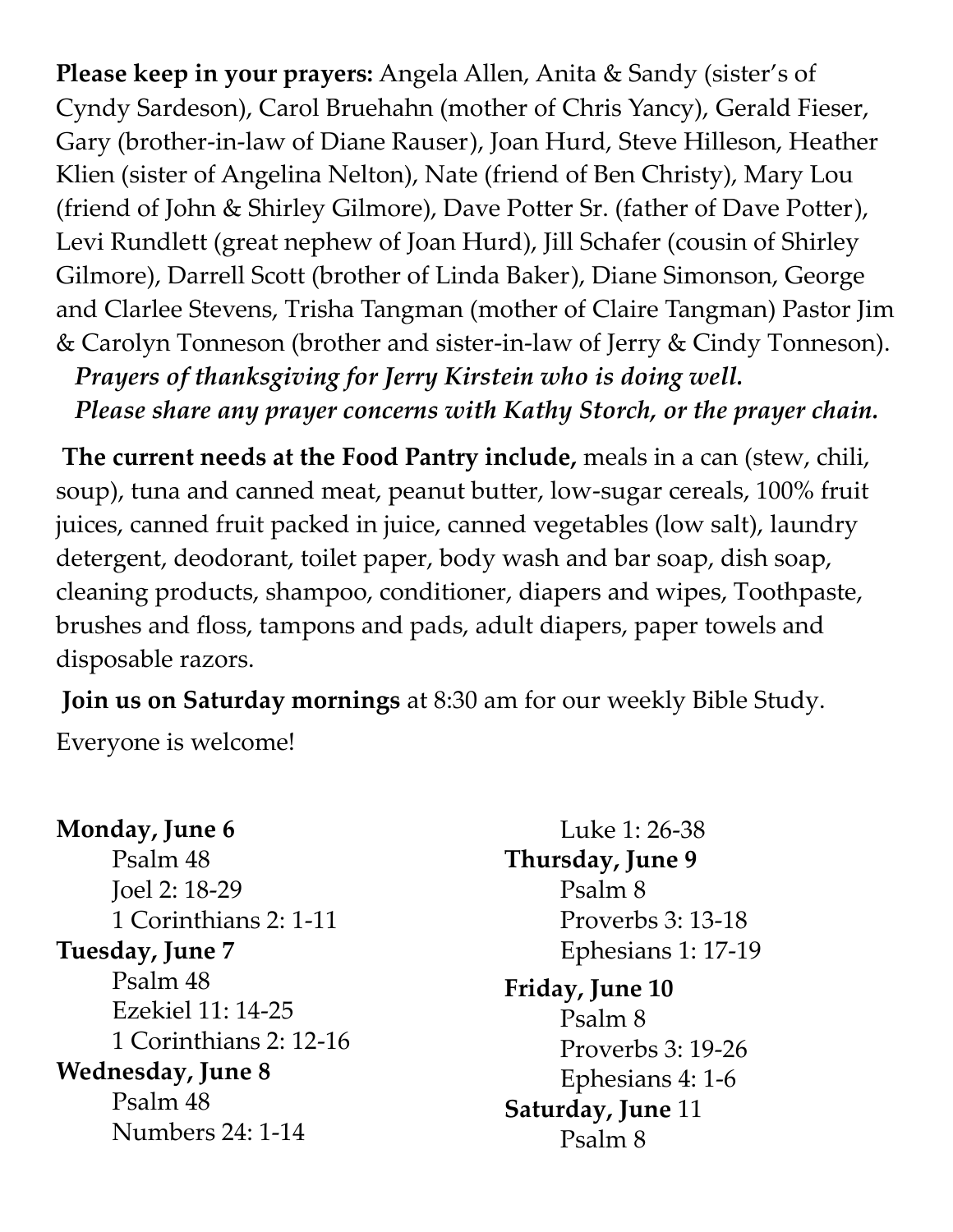**Please keep in your prayers:** Angela Allen, Anita & Sandy (sister's of Cyndy Sardeson), Carol Bruehahn (mother of Chris Yancy), Gerald Fieser, Gary (brother-in-law of Diane Rauser), Joan Hurd, Steve Hilleson, Heather Klien (sister of Angelina Nelton), Nate (friend of Ben Christy), Mary Lou (friend of John & Shirley Gilmore), Dave Potter Sr. (father of Dave Potter), Levi Rundlett (great nephew of Joan Hurd), Jill Schafer (cousin of Shirley Gilmore), Darrell Scott (brother of Linda Baker), Diane Simonson, George and Clarlee Stevens, Trisha Tangman (mother of Claire Tangman) Pastor Jim & Carolyn Tonneson (brother and sister-in-law of Jerry & Cindy Tonneson).

***Prayers of thanksgiving for Jerry Kirstein who is doing well.***

***Please share any prayer concerns with Kathy Storch, or the prayer chain.***

**The current needs at the Food Pantry include,** meals in a can (stew, chili, soup), tuna and canned meat, peanut butter, low-sugar cereals, 100% fruit juices, canned fruit packed in juice, canned vegetables (low salt), laundry detergent, deodorant, toilet paper, body wash and bar soap, dish soap, cleaning products, shampoo, conditioner, diapers and wipes, Toothpaste, brushes and floss, tampons and pads, adult diapers, paper towels and disposable razors.

**Join us on Saturday mornings** at 8:30 am for our weekly Bible Study.

Everyone is welcome!

**Monday, June 6**
Psalm 48
Joel 2: 18-29
1 Corinthians 2: 1-11

**Tuesday, June 7**
Psalm 48
Ezekiel 11: 14-25
1 Corinthians 2: 12-16

**Wednesday, June 8**
Psalm 48
Numbers 24: 1-14
Luke 1: 26-38

**Thursday, June 9**
Psalm 8
Proverbs 3: 13-18
Ephesians 1: 17-19

**Friday, June 10**
Psalm 8
Proverbs 3: 19-26
Ephesians 4: 1-6

**Saturday, June** 11
Psalm 8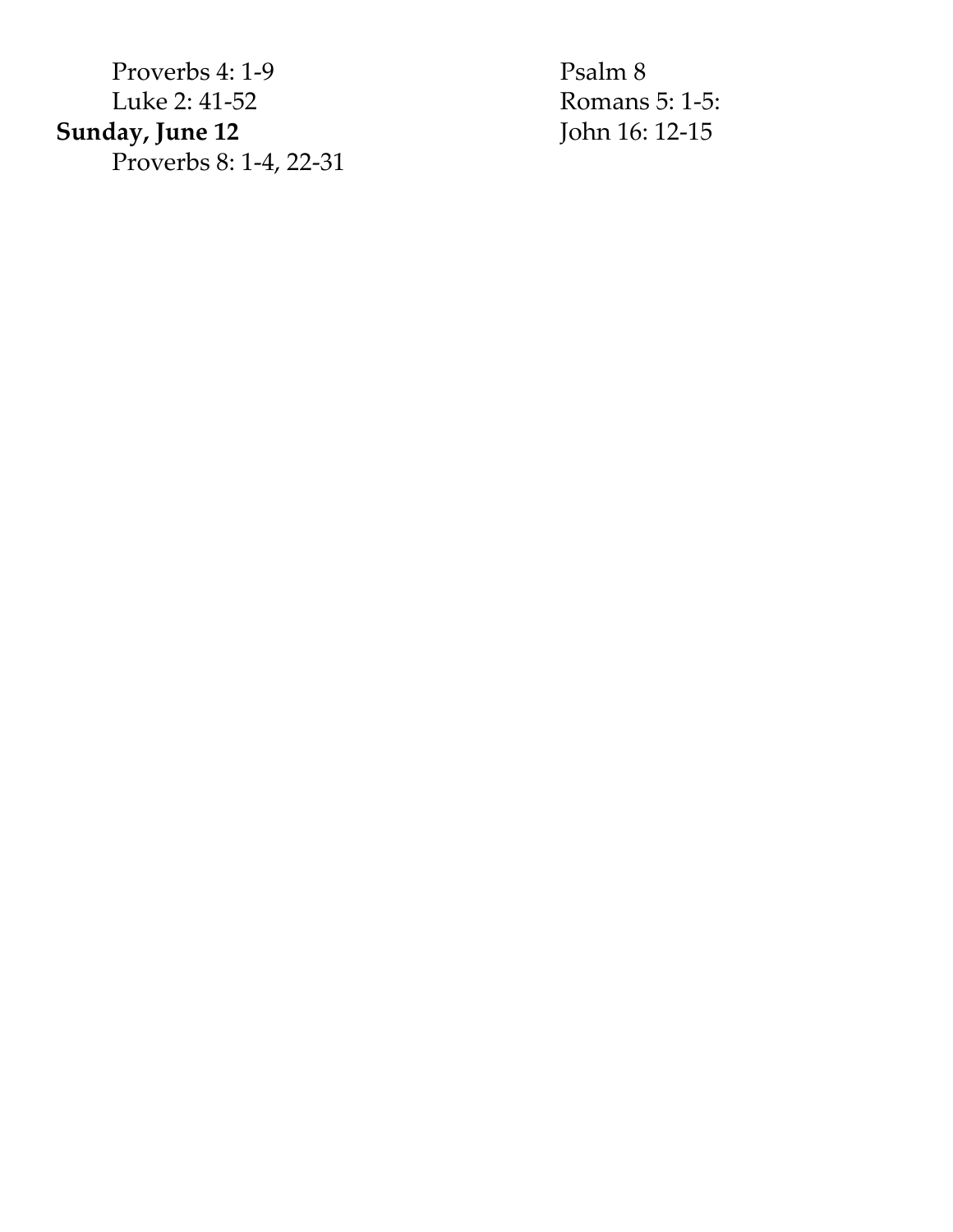Proverbs 4: 1-9
Luke 2: 41-52

**Sunday, June 12**

Proverbs 8: 1-4, 22-31
Psalm 8
Romans 5: 1-5:
John 16: 12-15